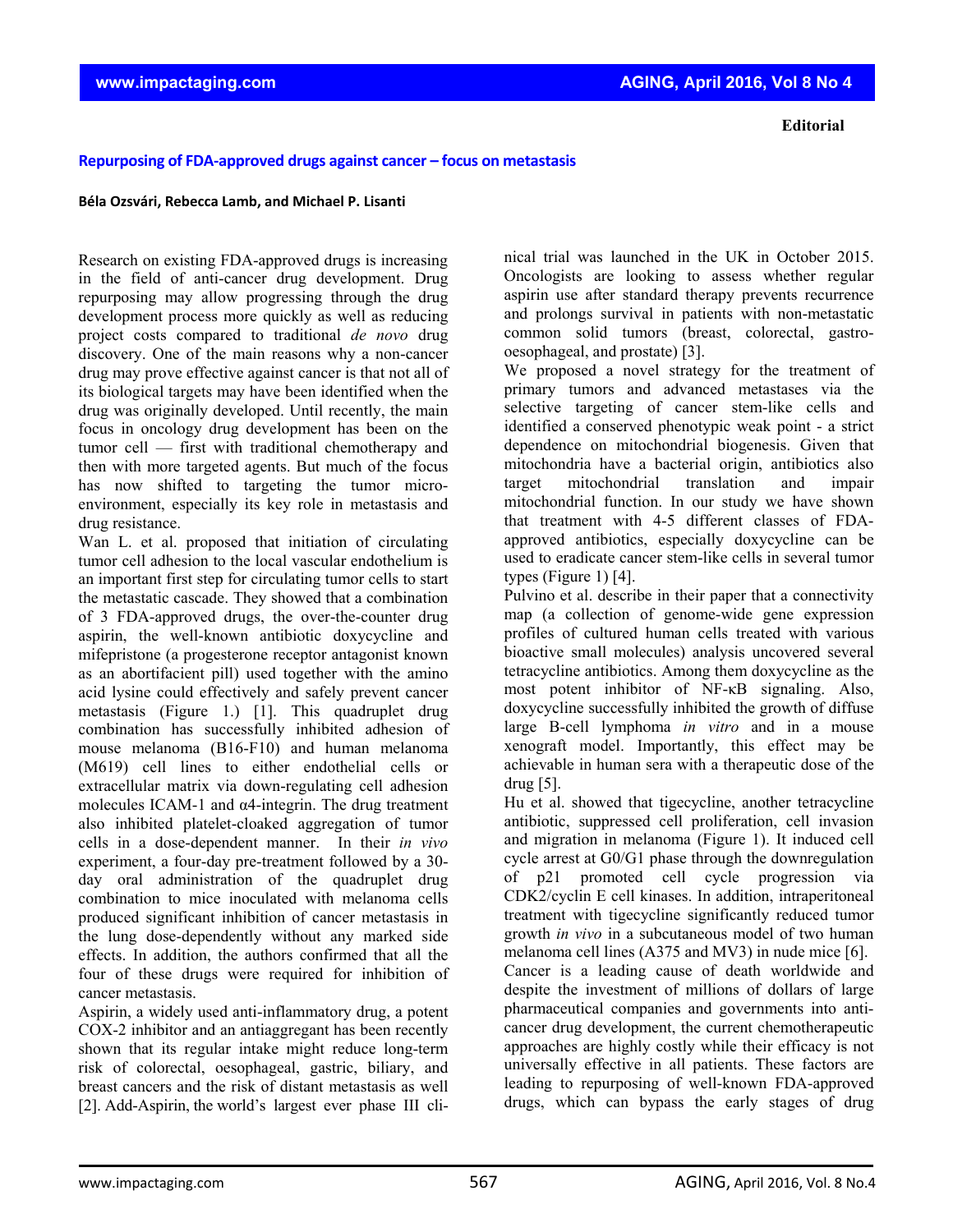**Editorial**

# Repurposing of FDA-approved drugs against cancer – focus on metastasis

**Béla Ozsvári, Rebecca Lamb, and Michael P. Lisanti**

Research on existing FDA-approved drugs is increasing in the field of anti-cancer drug development. Drug repurposing may allow progressing through the drug development process more quickly as well as reducing project costs compared to traditional *de novo* drug discovery. One of the main reasons why a non-cancer drug may prove effective against cancer is that not all of its biological targets may have been identified when the drug was originally developed. Until recently, the main focus in oncology drug development has been on the tumor cell — first with traditional chemotherapy and then with more targeted agents. But much of the focus has now shifted to targeting the tumor micro-environment, especially its key role in metastasis and drug resistance.

Wan L. et al. proposed that initiation of circulating tumor cell adhesion to the local vascular endothelium is an important first step for circulating tumor cells to start the metastatic cascade. They showed that a combination of 3 FDA-approved drugs, the over-the-counter drug aspirin, the well-known antibiotic doxycycline and mifepristone (a progesterone receptor antagonist known as an abortifacient pill) used together with the amino acid lysine could effectively and safely prevent cancer metastasis (Figure 1.) [1]. This quadruplet drug combination has successfully inhibited adhesion of mouse melanoma (B16-F10) and human melanoma (M619) cell lines to either endothelial cells or extracellular matrix via down-regulating cell adhesion molecules ICAM-1 and α4-integrin. The drug treatment also inhibited platelet-cloaked aggregation of tumor cells in a dose-dependent manner. In their *in vivo* experiment, a four-day pre-treatment followed by a 30-day oral administration of the quadruplet drug combination to mice inoculated with melanoma cells produced significant inhibition of cancer metastasis in the lung dose-dependently without any marked side effects. In addition, the authors confirmed that all the four of these drugs were required for inhibition of cancer metastasis.

Aspirin, a widely used anti-inflammatory drug, a potent COX-2 inhibitor and an antiaggregant has been recently shown that its regular intake might reduce long-term risk of colorectal, oesophageal, gastric, biliary, and breast cancers and the risk of distant metastasis as well [2]. Add-Aspirin, the world's largest ever phase III clinical trial was launched in the UK in October 2015. Oncologists are looking to assess whether regular aspirin use after standard therapy prevents recurrence and prolongs survival in patients with non-metastatic common solid tumors (breast, colorectal, gastro-oesophageal, and prostate) [3].

We proposed a novel strategy for the treatment of primary tumors and advanced metastases via the selective targeting of cancer stem-like cells and identified a conserved phenotypic weak point - a strict dependence on mitochondrial biogenesis. Given that mitochondria have a bacterial origin, antibiotics also target mitochondrial translation and impair mitochondrial function. In our study we have shown that treatment with 4-5 different classes of FDA-approved antibiotics, especially doxycycline can be used to eradicate cancer stem-like cells in several tumor types (Figure 1) [4].

Pulvino et al. describe in their paper that a connectivity map (a collection of genome-wide gene expression profiles of cultured human cells treated with various bioactive small molecules) analysis uncovered several tetracycline antibiotics. Among them doxycycline as the most potent inhibitor of NF-κB signaling. Also, doxycycline successfully inhibited the growth of diffuse large B-cell lymphoma *in vitro* and in a mouse xenograft model. Importantly, this effect may be achievable in human sera with a therapeutic dose of the drug [5].

Hu et al. showed that tigecycline, another tetracycline antibiotic, suppressed cell proliferation, cell invasion and migration in melanoma (Figure 1). It induced cell cycle arrest at G0/G1 phase through the downregulation of p21 promoted cell cycle progression via CDK2/cyclin E cell kinases. In addition, intraperitoneal treatment with tigecycline significantly reduced tumor growth *in vivo* in a subcutaneous model of two human melanoma cell lines (A375 and MV3) in nude mice [6].

Cancer is a leading cause of death worldwide and despite the investment of millions of dollars of large pharmaceutical companies and governments into anti-cancer drug development, the current chemotherapeutic approaches are highly costly while their efficacy is not universally effective in all patients. These factors are leading to repurposing of well-known FDA-approved drugs, which can bypass the early stages of drug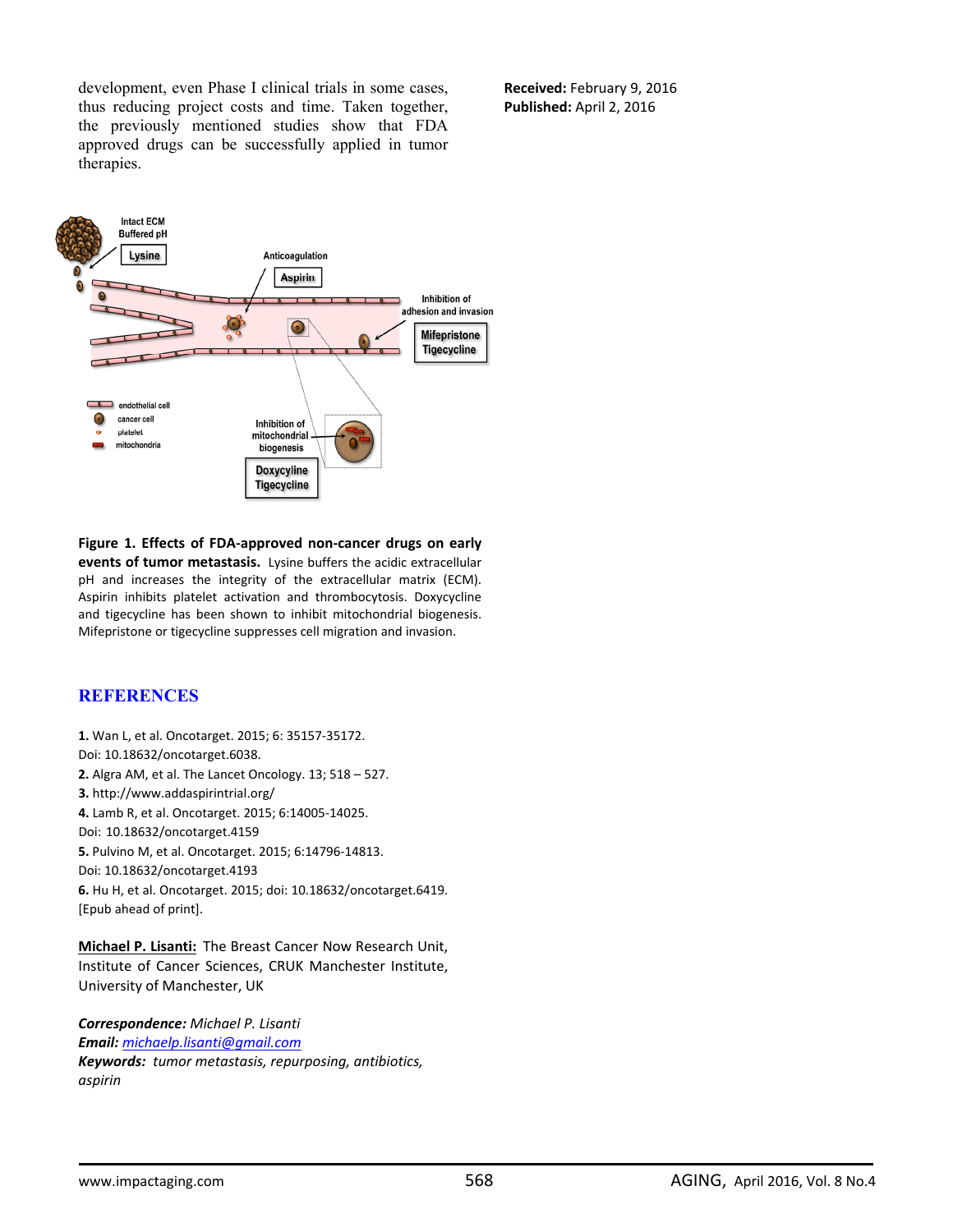development, even Phase I clinical trials in some cases, thus reducing project costs and time. Taken together, the previously mentioned studies show that FDA approved drugs can be successfully applied in tumor therapies.

Intact ECM
Buffered pH
Lysine

Anticoagulation
Aspirin

Inhibition of adhesion and invasion
Mifepristone
Tigecycline

endothelial cell
cancer cell
platelet
mitochondria

Inhibition of mitochondrial biogenesis
Doxycyline
Tigecycline

**Figure 1. Effects of FDA-approved non-cancer drugs on early events of tumor metastasis.** Lysine buffers the acidic extracellular pH and increases the integrity of the extracellular matrix (ECM). Aspirin inhibits platelet activation and thrombocytosis. Doxycycline and tigecycline has been shown to inhibit mitochondrial biogenesis. Mifepristone or tigecycline suppresses cell migration and invasion.

## REFERENCES

**1.** Wan L, et al. Oncotarget. 2015; 6: 35157-35172. Doi: 10.18632/oncotarget.6038.

**2.** Algra AM, et al. The Lancet Oncology. 13; 518 – 527.

**3.** http://www.addaspirintrial.org/

**4.** Lamb R, et al. Oncotarget. 2015; 6:14005-14025. Doi: 10.18632/oncotarget.4159

**5.** Pulvino M, et al. Oncotarget. 2015; 6:14796-14813. Doi: 10.18632/oncotarget.4193

**6.** Hu H, et al. Oncotarget. 2015; doi: 10.18632/oncotarget.6419. [Epub ahead of print].

**Michael P. Lisanti:** The Breast Cancer Now Research Unit, Institute of Cancer Sciences, CRUK Manchester Institute, University of Manchester, UK

***Correspondence:*** *Michael P. Lisanti*
***Email:*** *michaelp.lisanti@gmail.com*
***Keywords:*** *tumor metastasis, repurposing, antibiotics, aspirin*

**Received:** February 9, 2016
**Published:** April 2, 2016